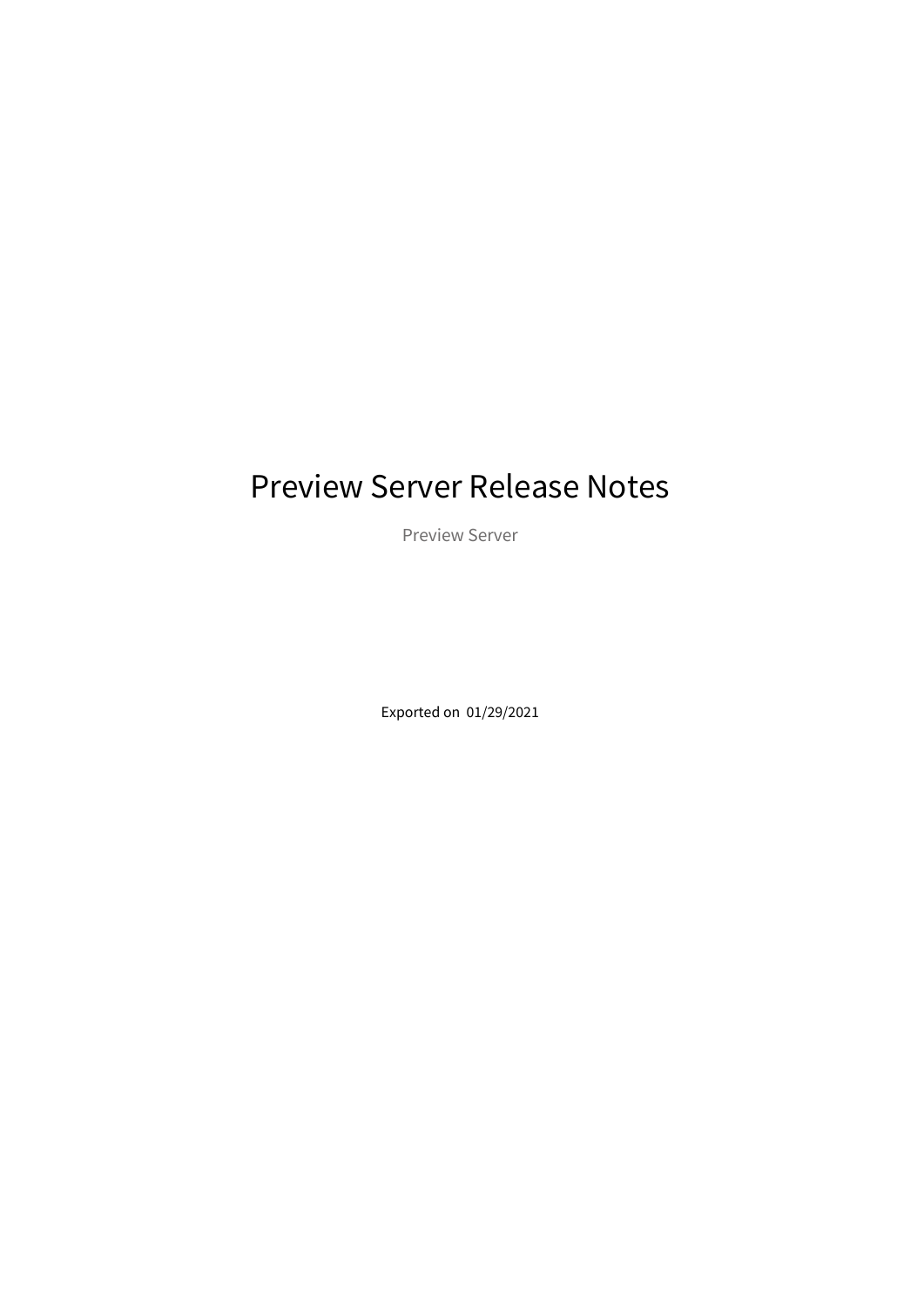# Preview Server Release Notes

Preview Server

Exported on 01/29/2021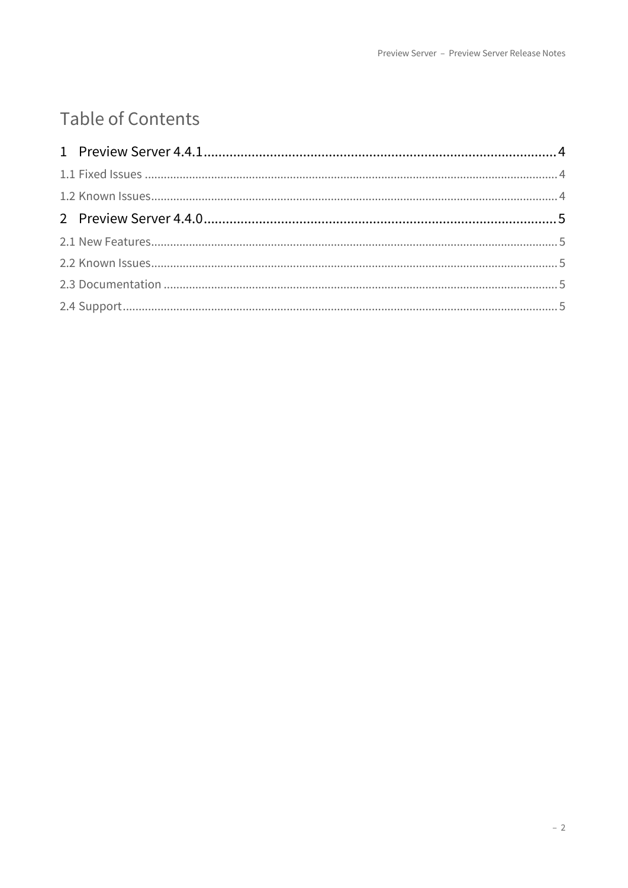# Table of Contents

1 Preview Server 4.4.1 .......... 4

1.1 Fixed Issues .......... 4

1.2 Known Issues .......... 4

2 Preview Server 4.4.0 .......... 5

2.1 New Features .......... 5

2.2 Known Issues .......... 5

2.3 Documentation .......... 5

2.4 Support .......... 5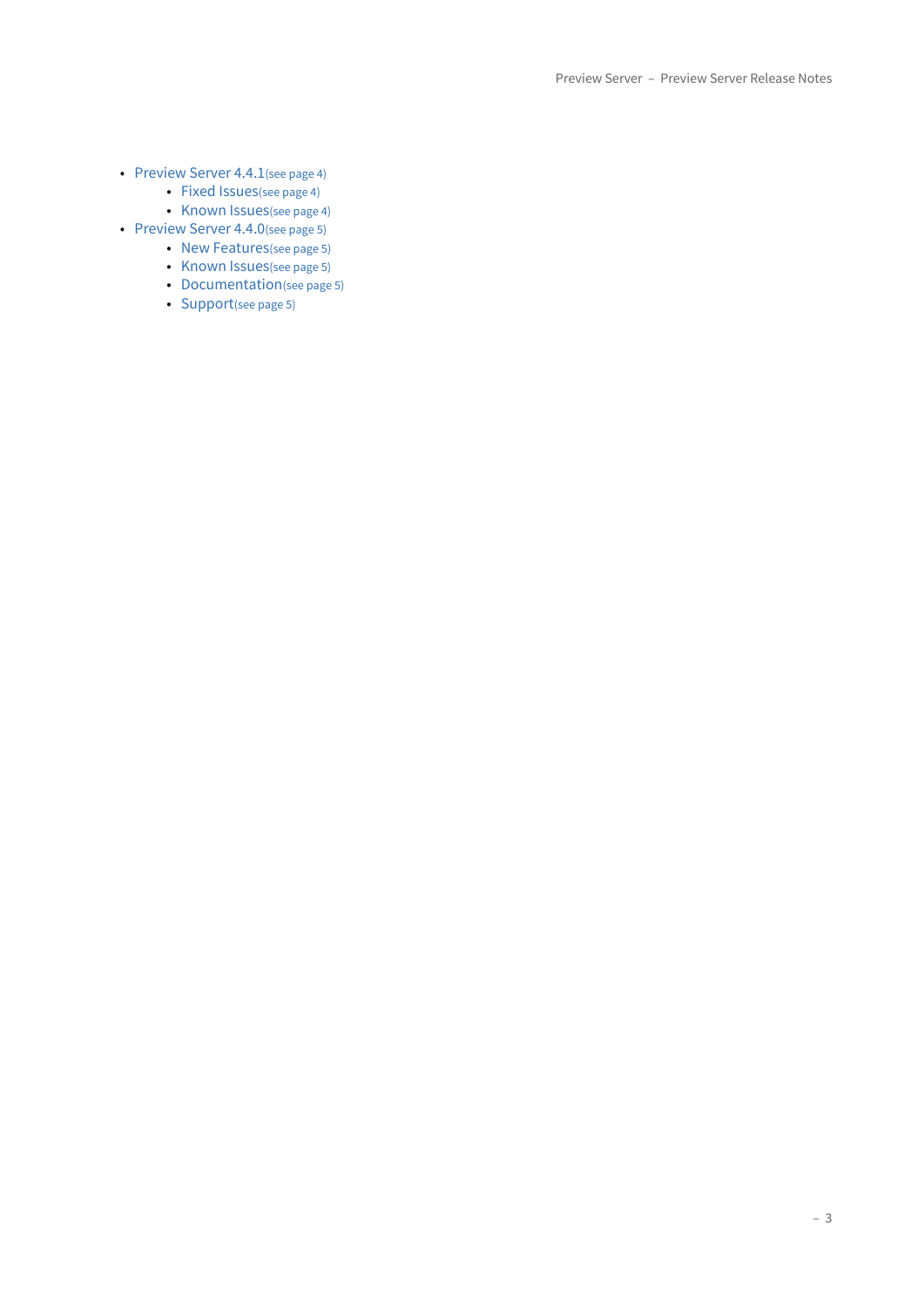- Preview Server 4.4.1(see page 4)
    - Fixed Issues(see page 4)
    - Known Issues(see page 4)
- Preview Server 4.4.0(see page 5)
    - New Features(see page 5)
    - Known Issues(see page 5)
    - Documentation(see page 5)
    - Support(see page 5)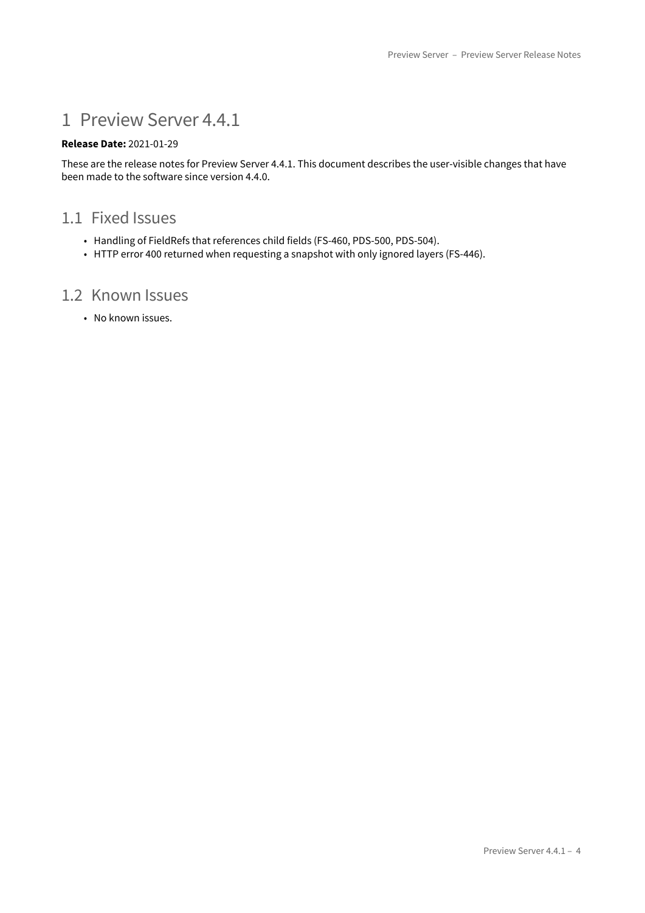# 1 Preview Server 4.4.1

**Release Date:** 2021-01-29

These are the release notes for Preview Server 4.4.1. This document describes the user-visible changes that have been made to the software since version 4.4.0.

## 1.1 Fixed Issues

- Handling of FieldRefs that references child fields (FS-460, PDS-500, PDS-504).
- HTTP error 400 returned when requesting a snapshot with only ignored layers (FS-446).

## 1.2 Known Issues

- No known issues.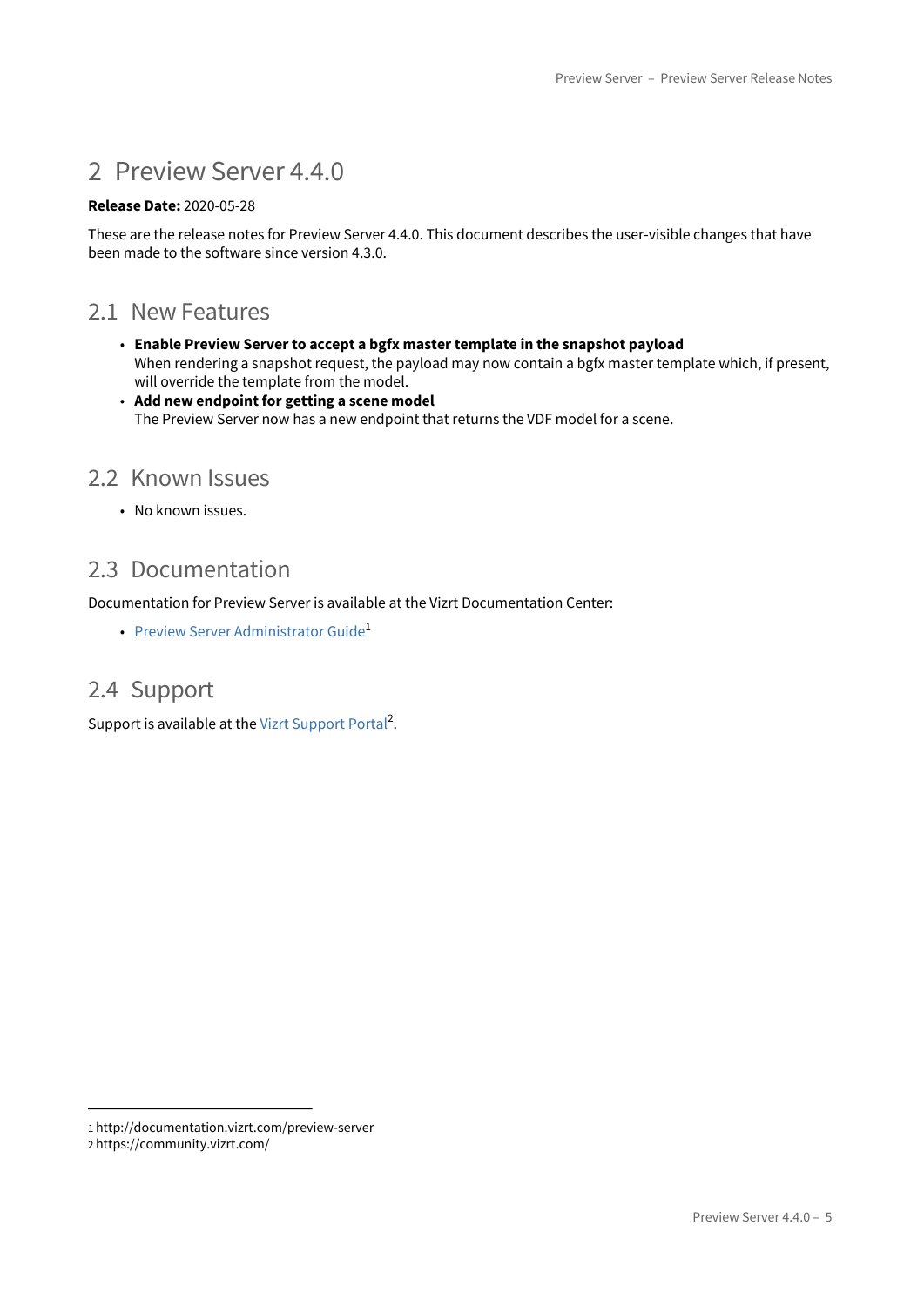# 2 Preview Server 4.4.0

**Release Date:** 2020-05-28

These are the release notes for Preview Server 4.4.0. This document describes the user-visible changes that have been made to the software since version 4.3.0.

## 2.1 New Features

- **Enable Preview Server to accept a bgfx master template in the snapshot payload**
  When rendering a snapshot request, the payload may now contain a bgfx master template which, if present, will override the template from the model.
- **Add new endpoint for getting a scene model**
  The Preview Server now has a new endpoint that returns the VDF model for a scene.

## 2.2 Known Issues

- No known issues.

## 2.3 Documentation

Documentation for Preview Server is available at the Vizrt Documentation Center:

- Preview Server Administrator Guide[1]

## 2.4 Support

Support is available at the Vizrt Support Portal[2].

---

1 http://documentation.vizrt.com/preview-server
2 https://community.vizrt.com/